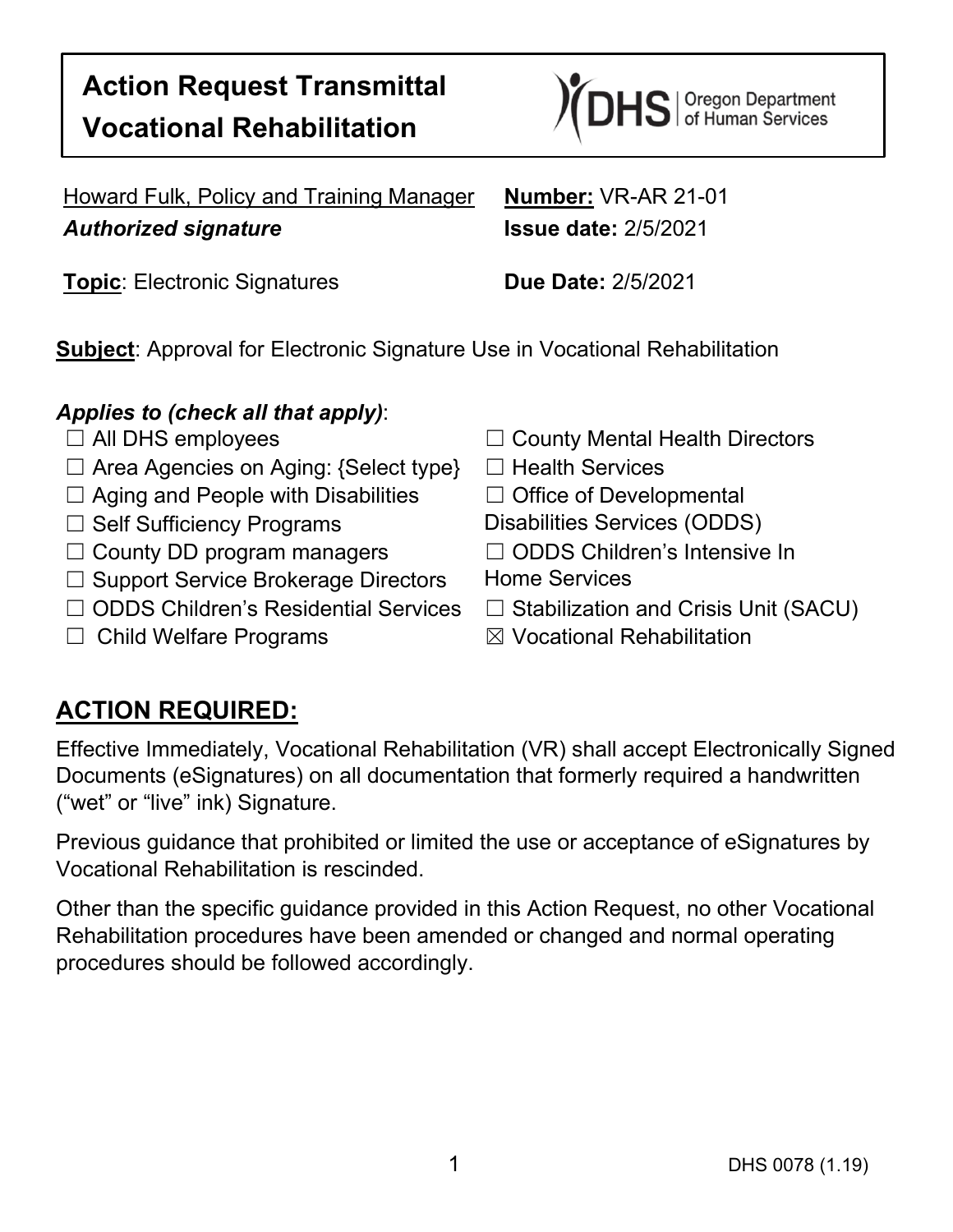# Action Request Transmittal Vocational Rehabilitation

Howard Fulk, Policy and Training Manager
***Authorized signature***

**Number:** VR-AR 21-01
**Issue date:** 2/5/2021

**Topic**: Electronic Signatures

**Due Date:** 2/5/2021

**Subject**: Approval for Electronic Signature Use in Vocational Rehabilitation

***Applies to (check all that apply)***:

☐ All DHS employees
☐ Area Agencies on Aging: {Select type}
☐ Aging and People with Disabilities
☐ Self Sufficiency Programs
☐ County DD program managers
☐ Support Service Brokerage Directors
☐ ODDS Children's Residential Services
☐ Child Welfare Programs
☐ County Mental Health Directors
☐ Health Services
☐ Office of Developmental Disabilities Services (ODDS)
☐ ODDS Children's Intensive In Home Services
☐ Stabilization and Crisis Unit (SACU)
☒ Vocational Rehabilitation

## ACTION REQUIRED:

Effective Immediately, Vocational Rehabilitation (VR) shall accept Electronically Signed Documents (eSignatures) on all documentation that formerly required a handwritten ("wet" or "live" ink) Signature.

Previous guidance that prohibited or limited the use or acceptance of eSignatures by Vocational Rehabilitation is rescinded.

Other than the specific guidance provided in this Action Request, no other Vocational Rehabilitation procedures have been amended or changed and normal operating procedures should be followed accordingly.

DHS 0078 (1.19)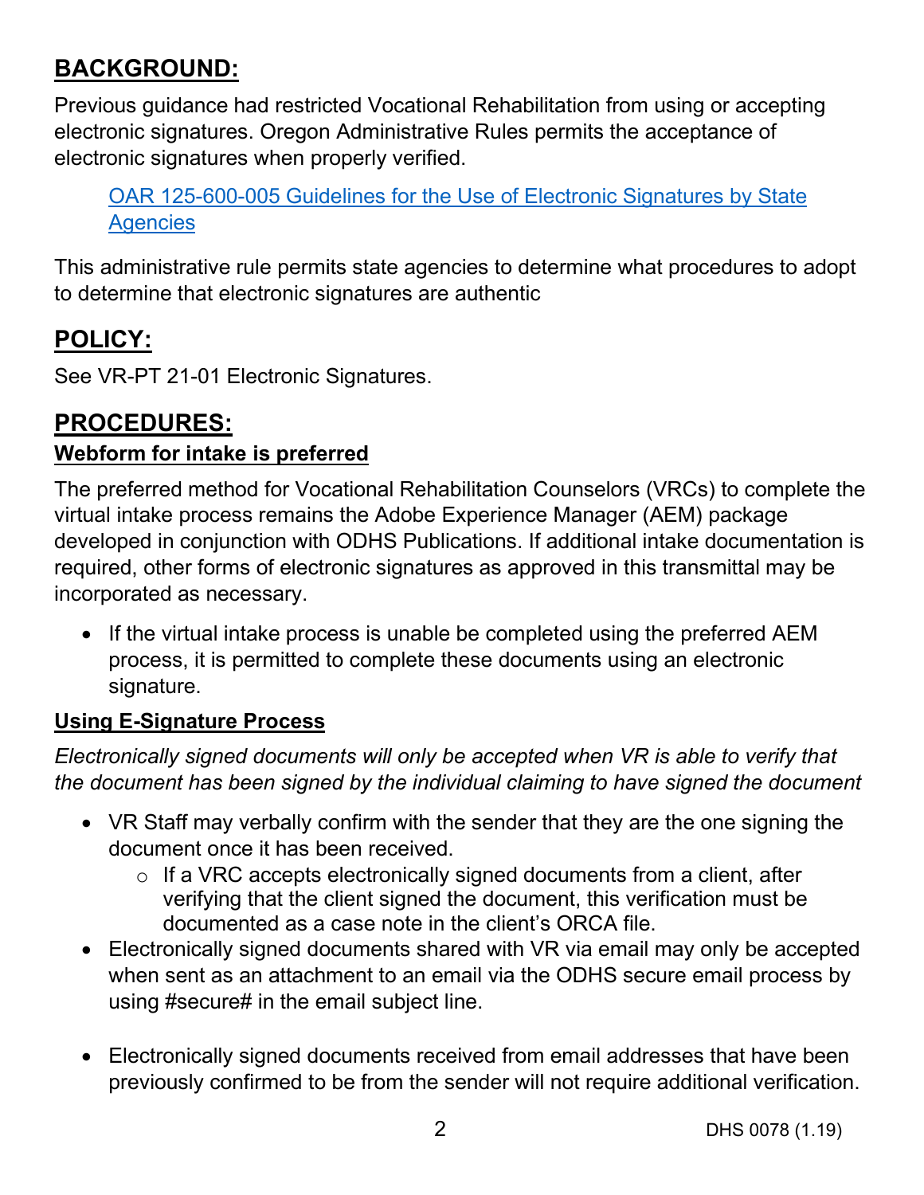## BACKGROUND:

Previous guidance had restricted Vocational Rehabilitation from using or accepting electronic signatures. Oregon Administrative Rules permits the acceptance of electronic signatures when properly verified.

> [OAR 125-600-005 Guidelines for the Use of Electronic Signatures by State Agencies]()

This administrative rule permits state agencies to determine what procedures to adopt to determine that electronic signatures are authentic

## POLICY:

See VR-PT 21-01 Electronic Signatures.

## PROCEDURES:

### Webform for intake is preferred

The preferred method for Vocational Rehabilitation Counselors (VRCs) to complete the virtual intake process remains the Adobe Experience Manager (AEM) package developed in conjunction with ODHS Publications. If additional intake documentation is required, other forms of electronic signatures as approved in this transmittal may be incorporated as necessary.

- If the virtual intake process is unable be completed using the preferred AEM process, it is permitted to complete these documents using an electronic signature.

### Using E-Signature Process

*Electronically signed documents will only be accepted when VR is able to verify that the document has been signed by the individual claiming to have signed the document*

- VR Staff may verbally confirm with the sender that they are the one signing the document once it has been received.
  - If a VRC accepts electronically signed documents from a client, after verifying that the client signed the document, this verification must be documented as a case note in the client's ORCA file.
- Electronically signed documents shared with VR via email may only be accepted when sent as an attachment to an email via the ODHS secure email process by using #secure# in the email subject line.
- Electronically signed documents received from email addresses that have been previously confirmed to be from the sender will not require additional verification.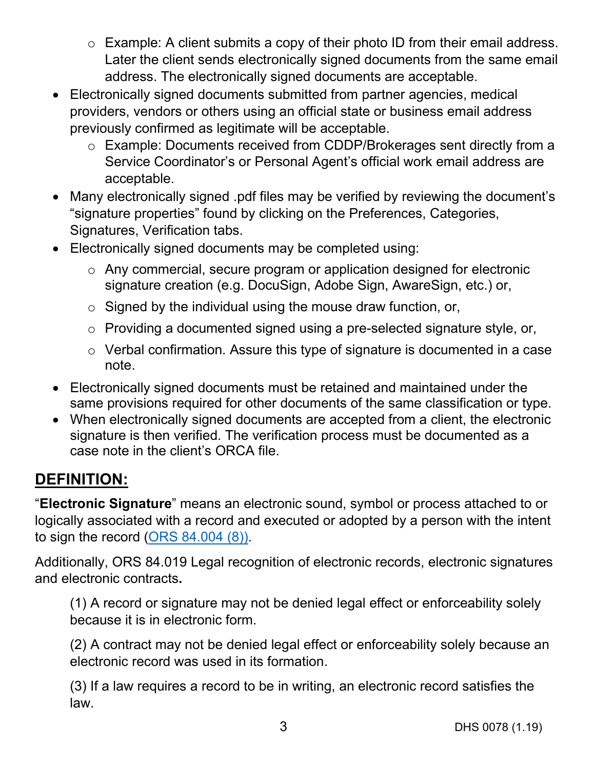- Example: A client submits a copy of their photo ID from their email address. Later the client sends electronically signed documents from the same email address. The electronically signed documents are acceptable.
- Electronically signed documents submitted from partner agencies, medical providers, vendors or others using an official state or business email address previously confirmed as legitimate will be acceptable.
  - Example: Documents received from CDDP/Brokerages sent directly from a Service Coordinator's or Personal Agent's official work email address are acceptable.
- Many electronically signed .pdf files may be verified by reviewing the document's "signature properties" found by clicking on the Preferences, Categories, Signatures, Verification tabs.
- Electronically signed documents may be completed using:
  - Any commercial, secure program or application designed for electronic signature creation (e.g. DocuSign, Adobe Sign, AwareSign, etc.) or,
  - Signed by the individual using the mouse draw function, or,
  - Providing a documented signed using a pre-selected signature style, or,
  - Verbal confirmation. Assure this type of signature is documented in a case note.
- Electronically signed documents must be retained and maintained under the same provisions required for other documents of the same classification or type.
- When electronically signed documents are accepted from a client, the electronic signature is then verified. The verification process must be documented as a case note in the client's ORCA file.

## DEFINITION:

"**Electronic Signature**" means an electronic sound, symbol or process attached to or logically associated with a record and executed or adopted by a person with the intent to sign the record (ORS 84.004 (8)).

Additionally, ORS 84.019 Legal recognition of electronic records, electronic signatures and electronic contracts**.**

> (1) A record or signature may not be denied legal effect or enforceability solely because it is in electronic form.
>
> (2) A contract may not be denied legal effect or enforceability solely because an electronic record was used in its formation.
>
> (3) If a law requires a record to be in writing, an electronic record satisfies the law.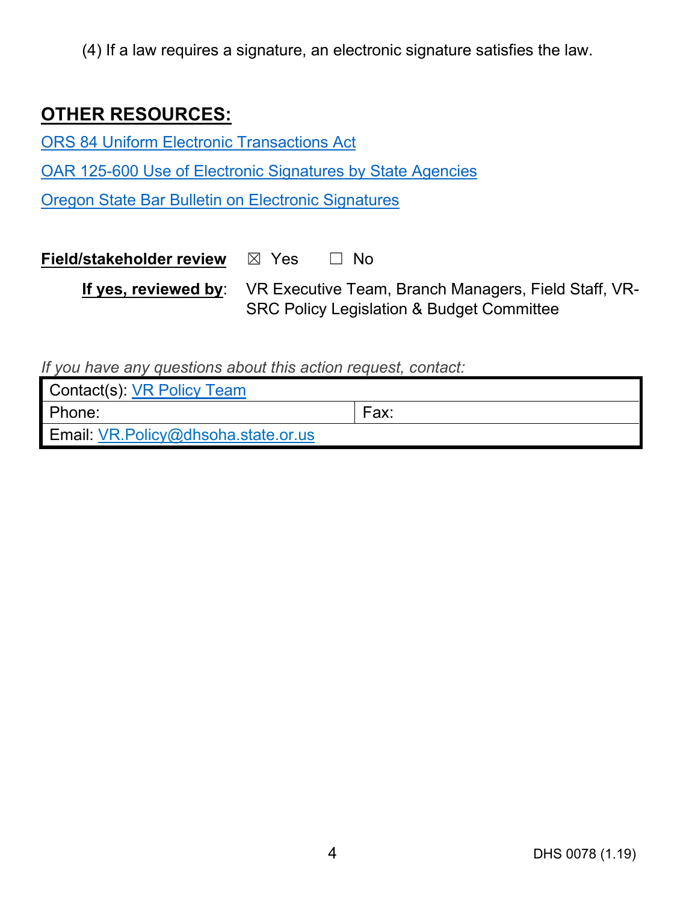(4) If a law requires a signature, an electronic signature satisfies the law.

## OTHER RESOURCES:

ORS 84 Uniform Electronic Transactions Act

OAR 125-600 Use of Electronic Signatures by State Agencies

Oregon State Bar Bulletin on Electronic Signatures

**Field/stakeholder review** ☒ Yes ☐ No

**If yes, reviewed by**: VR Executive Team, Branch Managers, Field Staff, VR-SRC Policy Legislation & Budget Committee

*If you have any questions about this action request, contact:*

| | |
|---|---|
| Contact(s): VR Policy Team | |
| Phone: | Fax: |
| Email: VR.Policy@dhsoha.state.or.us | |

DHS 0078 (1.19)